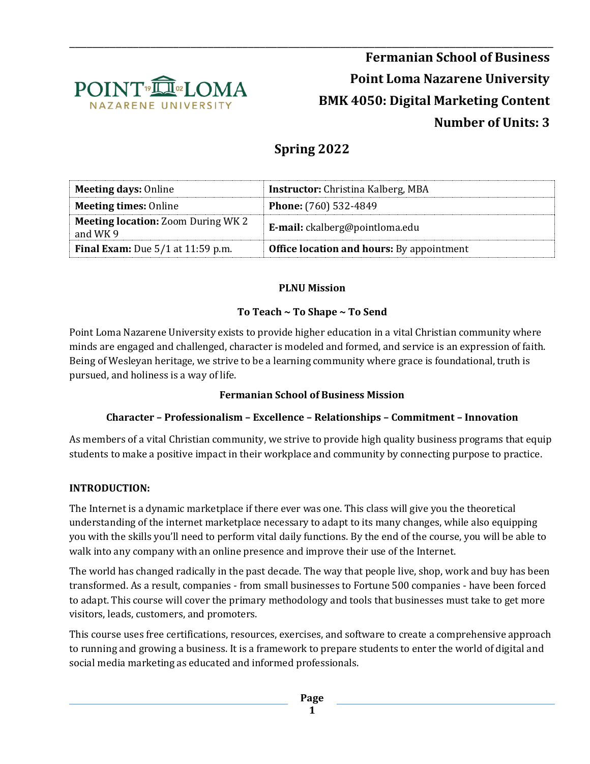# Fermanian School of Business
# Point Loma Nazarene University
# BMK 4050: Digital Marketing Content
## Number of Units: 3

## Spring 2022

| **Meeting days:** Online | **Instructor:** Christina Kalberg, MBA |
|---|---|
| **Meeting times:** Online | **Phone:** (760) 532-4849 |
| **Meeting location:** Zoom During WK 2 and WK 9 | **E-mail:** ckalberg@pointloma.edu |
| **Final Exam:** Due 5/1 at 11:59 p.m. | **Office location and hours:** By appointment |

**PLNU Mission**

**To Teach ~ To Shape ~ To Send**

Point Loma Nazarene University exists to provide higher education in a vital Christian community where minds are engaged and challenged, character is modeled and formed, and service is an expression of faith. Being of Wesleyan heritage, we strive to be a learning community where grace is foundational, truth is pursued, and holiness is a way of life.

**Fermanian School of Business Mission**

**Character – Professionalism – Excellence – Relationships – Commitment – Innovation**

As members of a vital Christian community, we strive to provide high quality business programs that equip students to make a positive impact in their workplace and community by connecting purpose to practice.

**INTRODUCTION:**

The Internet is a dynamic marketplace if there ever was one. This class will give you the theoretical understanding of the internet marketplace necessary to adapt to its many changes, while also equipping you with the skills you'll need to perform vital daily functions. By the end of the course, you will be able to walk into any company with an online presence and improve their use of the Internet.

The world has changed radically in the past decade. The way that people live, shop, work and buy has been transformed. As a result, companies - from small businesses to Fortune 500 companies - have been forced to adapt. This course will cover the primary methodology and tools that businesses must take to get more visitors, leads, customers, and promoters.

This course uses free certifications, resources, exercises, and software to create a comprehensive approach to running and growing a business. It is a framework to prepare students to enter the world of digital and social media marketing as educated and informed professionals.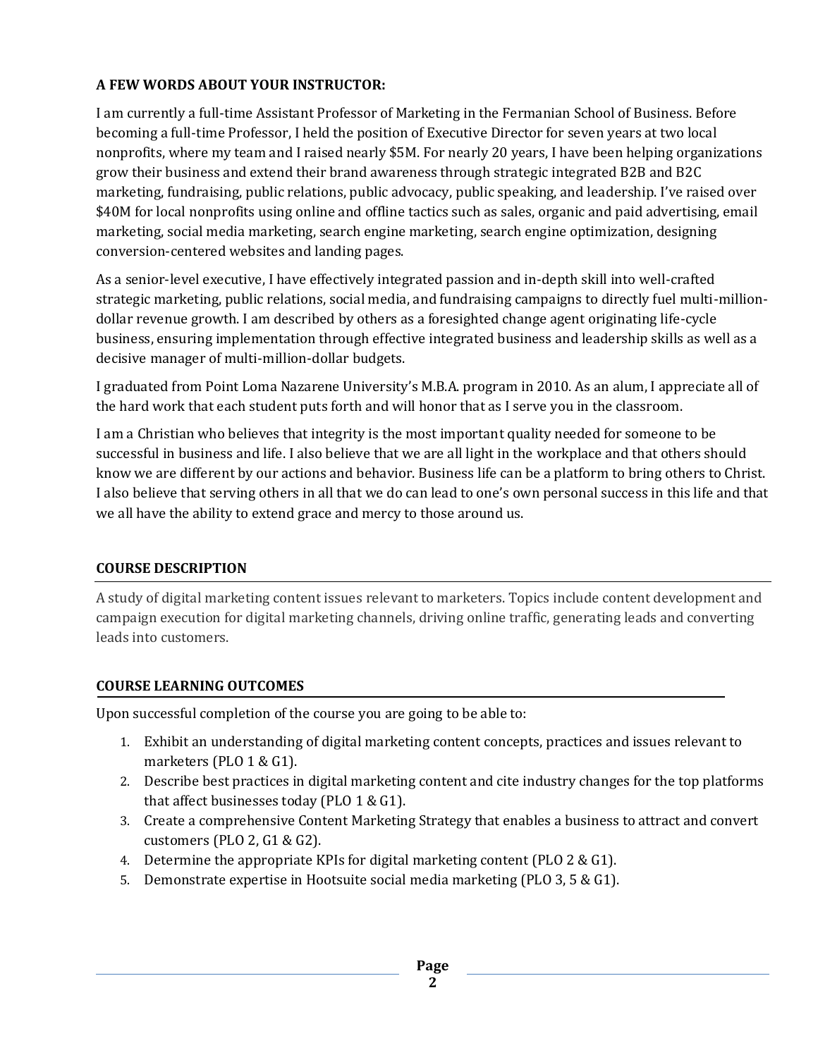**A FEW WORDS ABOUT YOUR INSTRUCTOR:**

I am currently a full-time Assistant Professor of Marketing in the Fermanian School of Business. Before becoming a full-time Professor, I held the position of Executive Director for seven years at two local nonprofits, where my team and I raised nearly $5M. For nearly 20 years, I have been helping organizations grow their business and extend their brand awareness through strategic integrated B2B and B2C marketing, fundraising, public relations, public advocacy, public speaking, and leadership. I've raised over $40M for local nonprofits using online and offline tactics such as sales, organic and paid advertising, email marketing, social media marketing, search engine marketing, search engine optimization, designing conversion-centered websites and landing pages.

As a senior-level executive, I have effectively integrated passion and in-depth skill into well-crafted strategic marketing, public relations, social media, and fundraising campaigns to directly fuel multi-million-dollar revenue growth. I am described by others as a foresighted change agent originating life-cycle business, ensuring implementation through effective integrated business and leadership skills as well as a decisive manager of multi-million-dollar budgets.

I graduated from Point Loma Nazarene University's M.B.A. program in 2010. As an alum, I appreciate all of the hard work that each student puts forth and will honor that as I serve you in the classroom.

I am a Christian who believes that integrity is the most important quality needed for someone to be successful in business and life. I also believe that we are all light in the workplace and that others should know we are different by our actions and behavior. Business life can be a platform to bring others to Christ. I also believe that serving others in all that we do can lead to one's own personal success in this life and that we all have the ability to extend grace and mercy to those around us.

## COURSE DESCRIPTION

A study of digital marketing content issues relevant to marketers. Topics include content development and campaign execution for digital marketing channels, driving online traffic, generating leads and converting leads into customers.

## COURSE LEARNING OUTCOMES

Upon successful completion of the course you are going to be able to:

1. Exhibit an understanding of digital marketing content concepts, practices and issues relevant to marketers (PLO 1 & G1).
2. Describe best practices in digital marketing content and cite industry changes for the top platforms that affect businesses today (PLO 1 & G1).
3. Create a comprehensive Content Marketing Strategy that enables a business to attract and convert customers (PLO 2, G1 & G2).
4. Determine the appropriate KPIs for digital marketing content (PLO 2 & G1).
5. Demonstrate expertise in Hootsuite social media marketing (PLO 3, 5 & G1).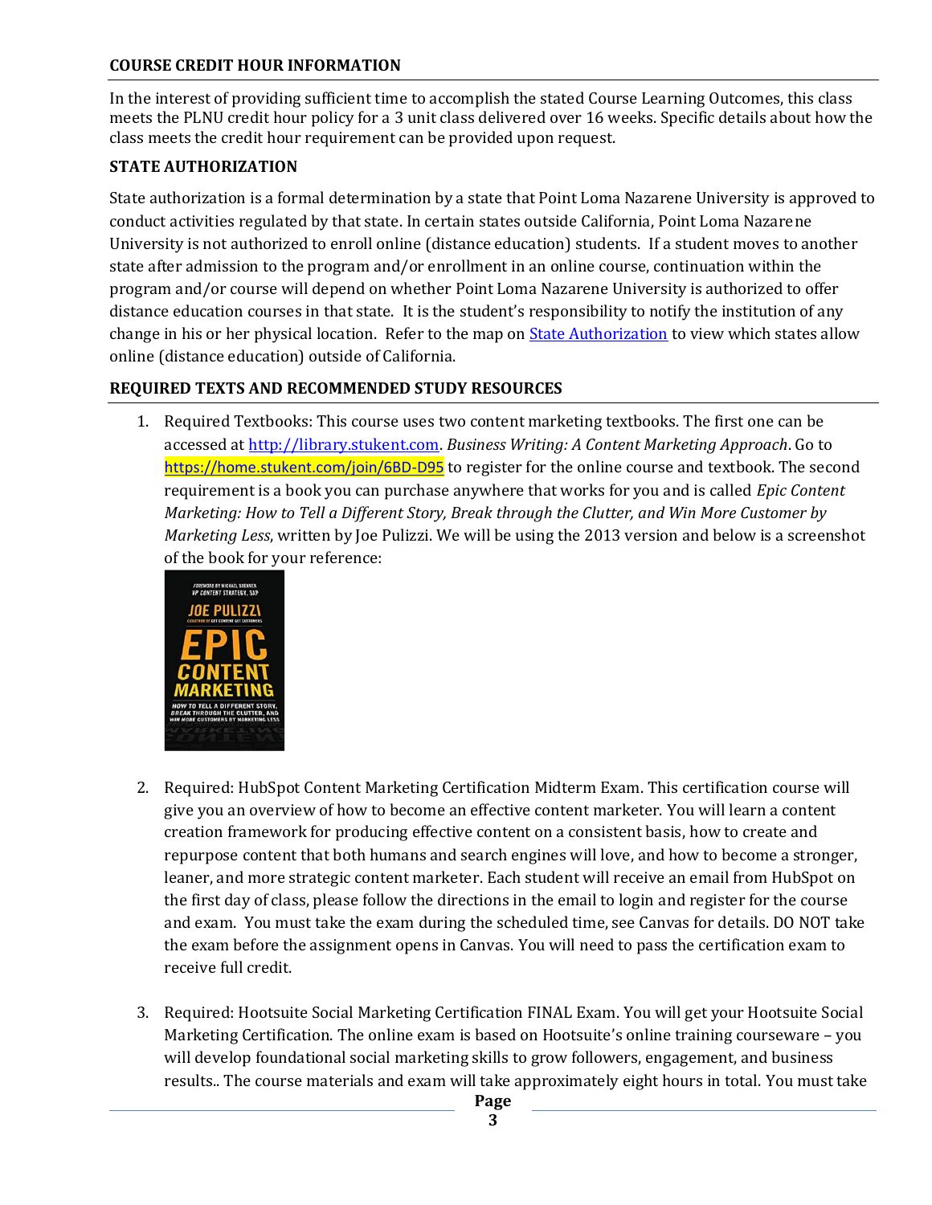## COURSE CREDIT HOUR INFORMATION

In the interest of providing sufficient time to accomplish the stated Course Learning Outcomes, this class meets the PLNU credit hour policy for a 3 unit class delivered over 16 weeks. Specific details about how the class meets the credit hour requirement can be provided upon request.

## STATE AUTHORIZATION

State authorization is a formal determination by a state that Point Loma Nazarene University is approved to conduct activities regulated by that state. In certain states outside California, Point Loma Nazarene University is not authorized to enroll online (distance education) students. If a student moves to another state after admission to the program and/or enrollment in an online course, continuation within the program and/or course will depend on whether Point Loma Nazarene University is authorized to offer distance education courses in that state. It is the student's responsibility to notify the institution of any change in his or her physical location. Refer to the map on State Authorization to view which states allow online (distance education) outside of California.

## REQUIRED TEXTS AND RECOMMENDED STUDY RESOURCES

1. Required Textbooks: This course uses two content marketing textbooks. The first one can be accessed at http://library.stukent.com. *Business Writing: A Content Marketing Approach*. Go to https://home.stukent.com/join/6BD-D95 to register for the online course and textbook. The second requirement is a book you can purchase anywhere that works for you and is called *Epic Content Marketing: How to Tell a Different Story, Break through the Clutter, and Win More Customer by Marketing Less*, written by Joe Pulizzi. We will be using the 2013 version and below is a screenshot of the book for your reference:

2. Required: HubSpot Content Marketing Certification Midterm Exam. This certification course will give you an overview of how to become an effective content marketer. You will learn a content creation framework for producing effective content on a consistent basis, how to create and repurpose content that both humans and search engines will love, and how to become a stronger, leaner, and more strategic content marketer. Each student will receive an email from HubSpot on the first day of class, please follow the directions in the email to login and register for the course and exam. You must take the exam during the scheduled time, see Canvas for details. DO NOT take the exam before the assignment opens in Canvas. You will need to pass the certification exam to receive full credit.

3. Required: Hootsuite Social Marketing Certification FINAL Exam. You will get your Hootsuite Social Marketing Certification. The online exam is based on Hootsuite's online training courseware – you will develop foundational social marketing skills to grow followers, engagement, and business results.. The course materials and exam will take approximately eight hours in total. You must take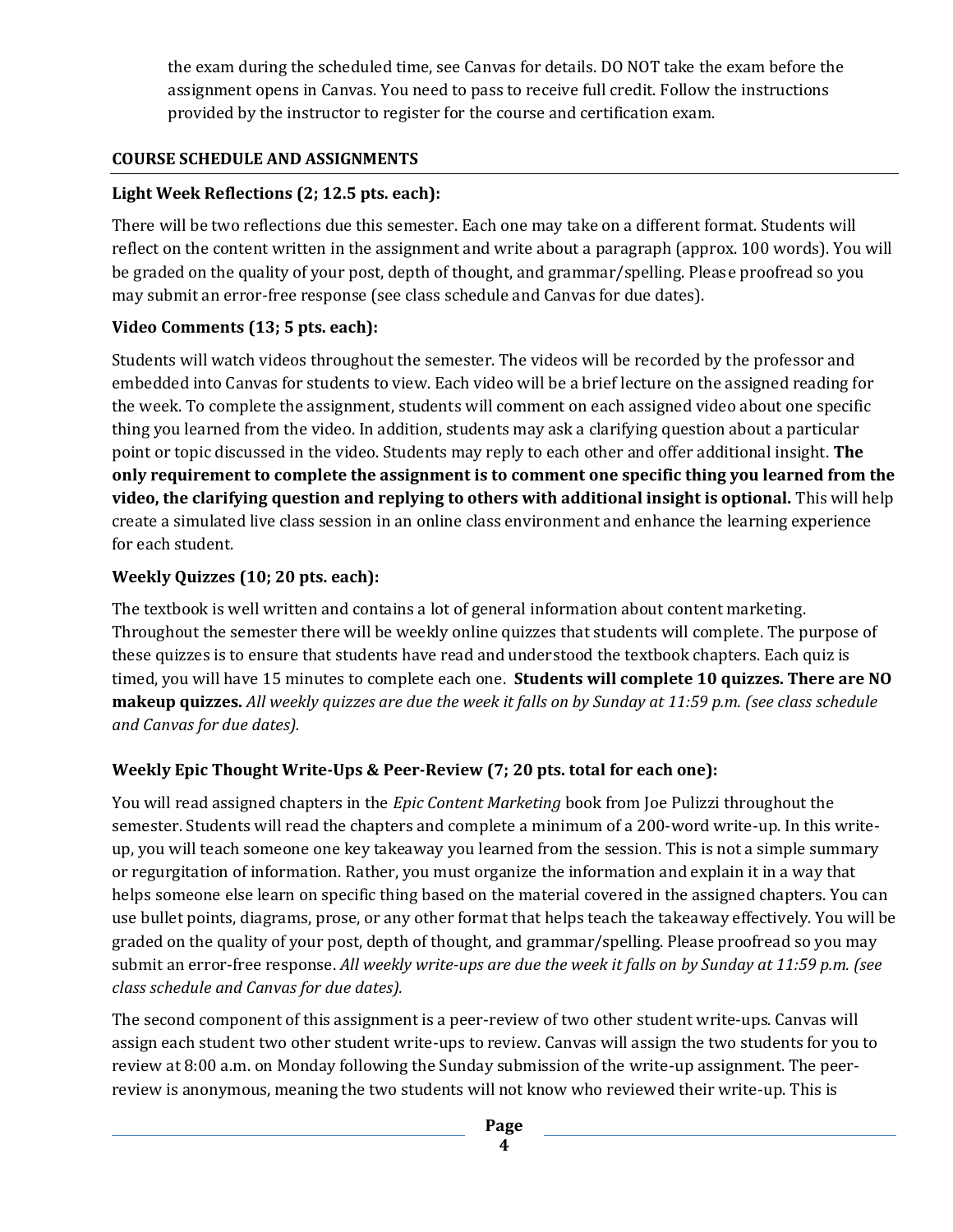the exam during the scheduled time, see Canvas for details. DO NOT take the exam before the assignment opens in Canvas. You need to pass to receive full credit. Follow the instructions provided by the instructor to register for the course and certification exam.

## COURSE SCHEDULE AND ASSIGNMENTS

### Light Week Reflections (2; 12.5 pts. each):

There will be two reflections due this semester. Each one may take on a different format. Students will reflect on the content written in the assignment and write about a paragraph (approx. 100 words). You will be graded on the quality of your post, depth of thought, and grammar/spelling. Please proofread so you may submit an error-free response (see class schedule and Canvas for due dates).

### Video Comments (13; 5 pts. each):

Students will watch videos throughout the semester. The videos will be recorded by the professor and embedded into Canvas for students to view. Each video will be a brief lecture on the assigned reading for the week. To complete the assignment, students will comment on each assigned video about one specific thing you learned from the video. In addition, students may ask a clarifying question about a particular point or topic discussed in the video. Students may reply to each other and offer additional insight. **The only requirement to complete the assignment is to comment one specific thing you learned from the video, the clarifying question and replying to others with additional insight is optional.** This will help create a simulated live class session in an online class environment and enhance the learning experience for each student.

### Weekly Quizzes (10; 20 pts. each):

The textbook is well written and contains a lot of general information about content marketing. Throughout the semester there will be weekly online quizzes that students will complete. The purpose of these quizzes is to ensure that students have read and understood the textbook chapters. Each quiz is timed, you will have 15 minutes to complete each one. **Students will complete 10 quizzes. There are NO makeup quizzes.** *All weekly quizzes are due the week it falls on by Sunday at 11:59 p.m. (see class schedule and Canvas for due dates).*

### Weekly Epic Thought Write-Ups & Peer-Review (7; 20 pts. total for each one):

You will read assigned chapters in the *Epic Content Marketing* book from Joe Pulizzi throughout the semester. Students will read the chapters and complete a minimum of a 200-word write-up. In this write-up, you will teach someone one key takeaway you learned from the session. This is not a simple summary or regurgitation of information. Rather, you must organize the information and explain it in a way that helps someone else learn on specific thing based on the material covered in the assigned chapters. You can use bullet points, diagrams, prose, or any other format that helps teach the takeaway effectively. You will be graded on the quality of your post, depth of thought, and grammar/spelling. Please proofread so you may submit an error-free response. *All weekly write-ups are due the week it falls on by Sunday at 11:59 p.m. (see class schedule and Canvas for due dates).*

The second component of this assignment is a peer-review of two other student write-ups. Canvas will assign each student two other student write-ups to review. Canvas will assign the two students for you to review at 8:00 a.m. on Monday following the Sunday submission of the write-up assignment. The peer-review is anonymous, meaning the two students will not know who reviewed their write-up. This is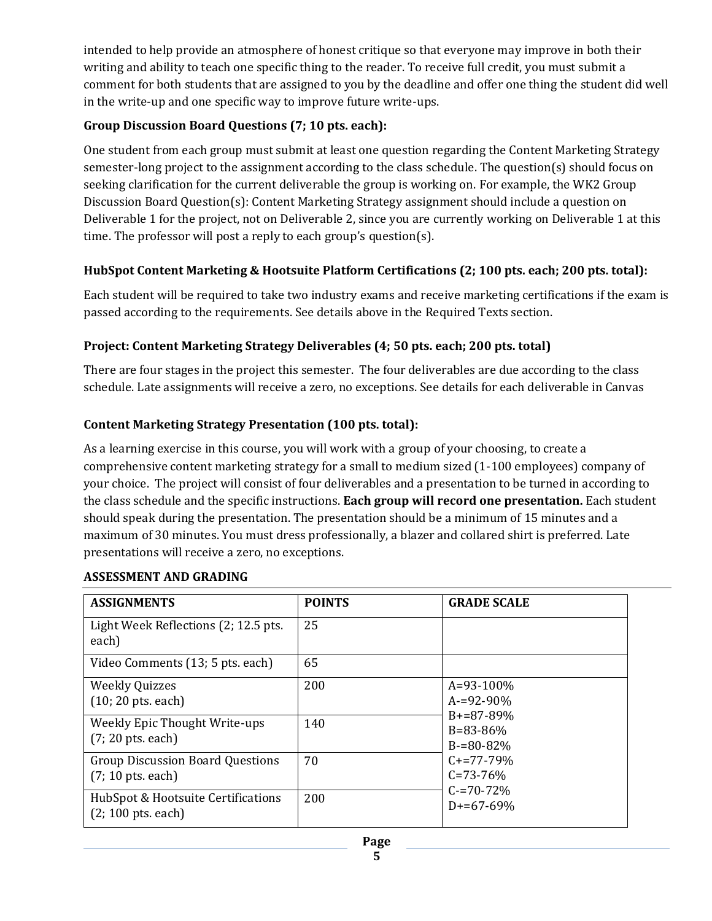intended to help provide an atmosphere of honest critique so that everyone may improve in both their writing and ability to teach one specific thing to the reader. To receive full credit, you must submit a comment for both students that are assigned to you by the deadline and offer one thing the student did well in the write-up and one specific way to improve future write-ups.

**Group Discussion Board Questions (7; 10 pts. each):**

One student from each group must submit at least one question regarding the Content Marketing Strategy semester-long project to the assignment according to the class schedule. The question(s) should focus on seeking clarification for the current deliverable the group is working on. For example, the WK2 Group Discussion Board Question(s): Content Marketing Strategy assignment should include a question on Deliverable 1 for the project, not on Deliverable 2, since you are currently working on Deliverable 1 at this time. The professor will post a reply to each group's question(s).

**HubSpot Content Marketing & Hootsuite Platform Certifications (2; 100 pts. each; 200 pts. total):**

Each student will be required to take two industry exams and receive marketing certifications if the exam is passed according to the requirements. See details above in the Required Texts section.

**Project: Content Marketing Strategy Deliverables (4; 50 pts. each; 200 pts. total)**

There are four stages in the project this semester. The four deliverables are due according to the class schedule. Late assignments will receive a zero, no exceptions. See details for each deliverable in Canvas

**Content Marketing Strategy Presentation (100 pts. total):**

As a learning exercise in this course, you will work with a group of your choosing, to create a comprehensive content marketing strategy for a small to medium sized (1-100 employees) company of your choice. The project will consist of four deliverables and a presentation to be turned in according to the class schedule and the specific instructions. **Each group will record one presentation.** Each student should speak during the presentation. The presentation should be a minimum of 15 minutes and a maximum of 30 minutes. You must dress professionally, a blazer and collared shirt is preferred. Late presentations will receive a zero, no exceptions.

**ASSESSMENT AND GRADING**

| ASSIGNMENTS | POINTS | GRADE SCALE |
|---|---|---|
| Light Week Reflections (2; 12.5 pts. each) | 25 | |
| Video Comments (13; 5 pts. each) | 65 | |
| Weekly Quizzes (10; 20 pts. each) | 200 | A=93-100% A-=92-90% B+=87-89% B=83-86% B-=80-82% C+=77-79% C=73-76% C-=70-72% D+=67-69% |
| Weekly Epic Thought Write-ups (7; 20 pts. each) | 140 | |
| Group Discussion Board Questions (7; 10 pts. each) | 70 | |
| HubSpot & Hootsuite Certifications (2; 100 pts. each) | 200 | |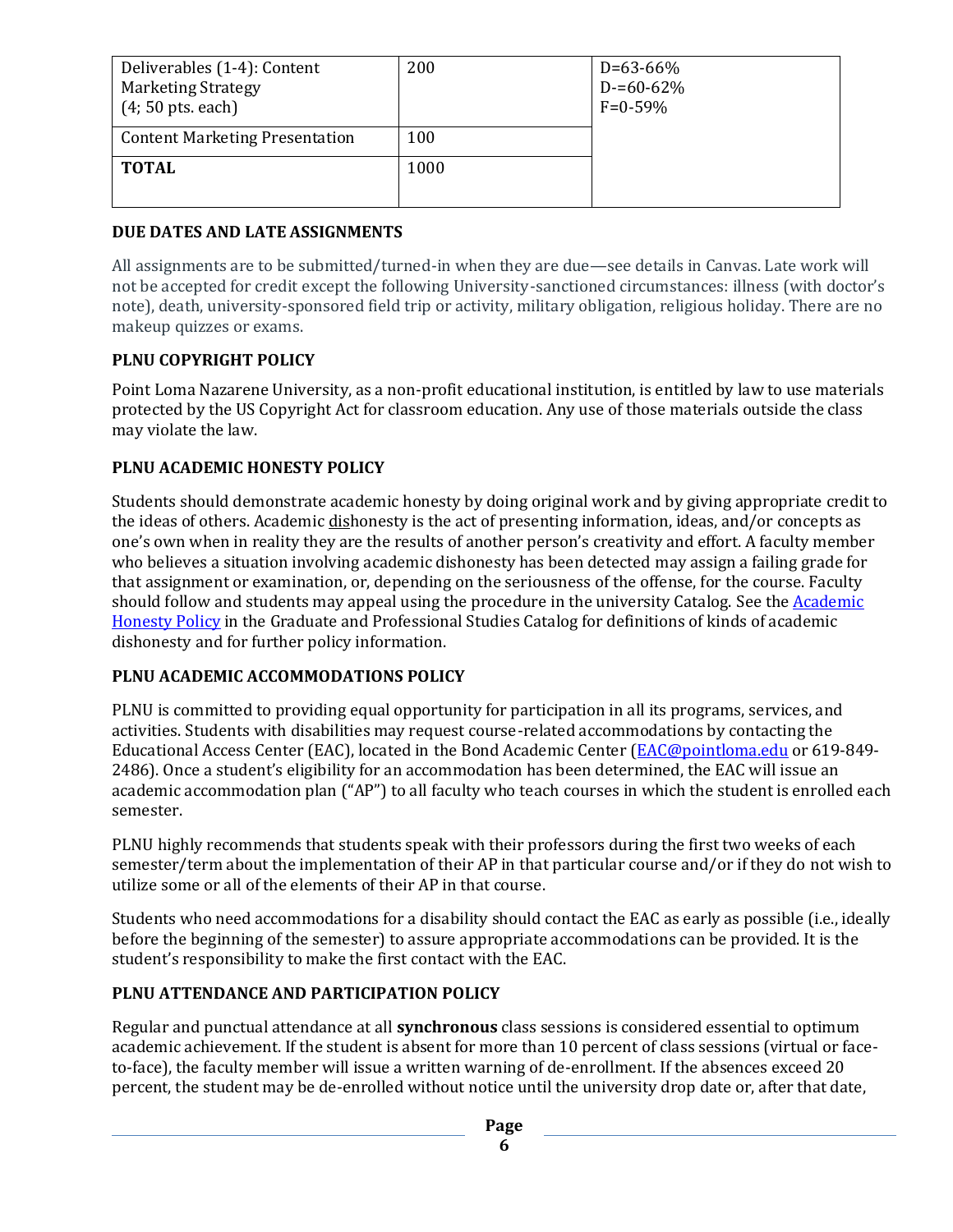| Deliverables (1-4): Content Marketing Strategy (4; 50 pts. each) | 200 | D=63-66%<br>D-=60-62%<br>F=0-59% |
|---|---|---|
| Content Marketing Presentation | 100 | |
| **TOTAL** | 1000 | |

**DUE DATES AND LATE ASSIGNMENTS**

All assignments are to be submitted/turned-in when they are due—see details in Canvas. Late work will not be accepted for credit except the following University-sanctioned circumstances: illness (with doctor's note), death, university-sponsored field trip or activity, military obligation, religious holiday. There are no makeup quizzes or exams.

**PLNU COPYRIGHT POLICY**

Point Loma Nazarene University, as a non-profit educational institution, is entitled by law to use materials protected by the US Copyright Act for classroom education. Any use of those materials outside the class may violate the law.

**PLNU ACADEMIC HONESTY POLICY**

Students should demonstrate academic honesty by doing original work and by giving appropriate credit to the ideas of others. Academic dishonesty is the act of presenting information, ideas, and/or concepts as one's own when in reality they are the results of another person's creativity and effort. A faculty member who believes a situation involving academic dishonesty has been detected may assign a failing grade for that assignment or examination, or, depending on the seriousness of the offense, for the course. Faculty should follow and students may appeal using the procedure in the university Catalog. See the Academic Honesty Policy in the Graduate and Professional Studies Catalog for definitions of kinds of academic dishonesty and for further policy information.

**PLNU ACADEMIC ACCOMMODATIONS POLICY**

PLNU is committed to providing equal opportunity for participation in all its programs, services, and activities. Students with disabilities may request course-related accommodations by contacting the Educational Access Center (EAC), located in the Bond Academic Center (EAC@pointloma.edu or 619-849-2486). Once a student's eligibility for an accommodation has been determined, the EAC will issue an academic accommodation plan ("AP") to all faculty who teach courses in which the student is enrolled each semester.

PLNU highly recommends that students speak with their professors during the first two weeks of each semester/term about the implementation of their AP in that particular course and/or if they do not wish to utilize some or all of the elements of their AP in that course.

Students who need accommodations for a disability should contact the EAC as early as possible (i.e., ideally before the beginning of the semester) to assure appropriate accommodations can be provided. It is the student's responsibility to make the first contact with the EAC.

**PLNU ATTENDANCE AND PARTICIPATION POLICY**

Regular and punctual attendance at all **synchronous** class sessions is considered essential to optimum academic achievement. If the student is absent for more than 10 percent of class sessions (virtual or face-to-face), the faculty member will issue a written warning of de-enrollment. If the absences exceed 20 percent, the student may be de-enrolled without notice until the university drop date or, after that date,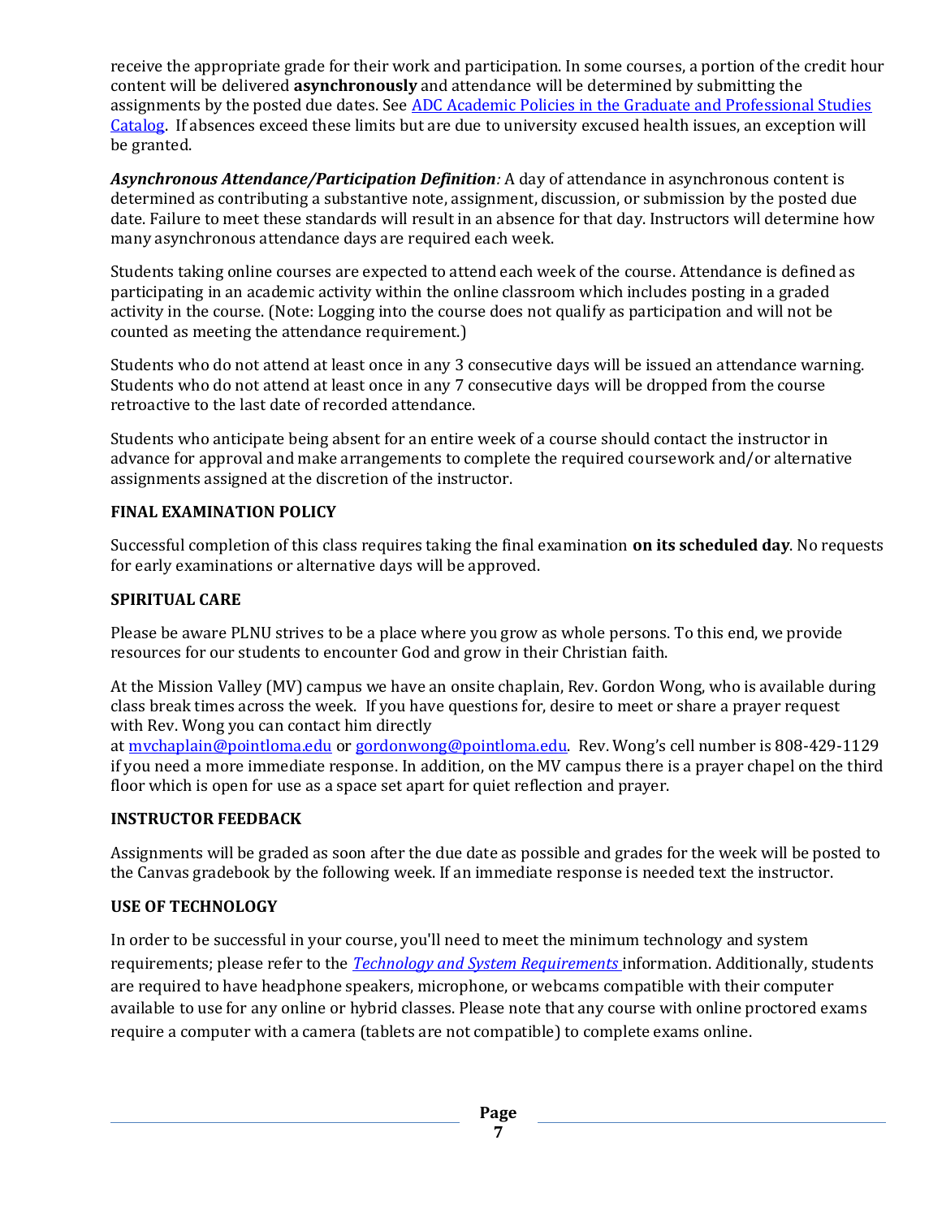receive the appropriate grade for their work and participation. In some courses, a portion of the credit hour content will be delivered **asynchronously** and attendance will be determined by submitting the assignments by the posted due dates. See [ADC Academic Policies in the Graduate and Professional Studies Catalog](). If absences exceed these limits but are due to university excused health issues, an exception will be granted.

***Asynchronous Attendance/Participation Definition**:* A day of attendance in asynchronous content is determined as contributing a substantive note, assignment, discussion, or submission by the posted due date. Failure to meet these standards will result in an absence for that day. Instructors will determine how many asynchronous attendance days are required each week.

Students taking online courses are expected to attend each week of the course. Attendance is defined as participating in an academic activity within the online classroom which includes posting in a graded activity in the course. (Note: Logging into the course does not qualify as participation and will not be counted as meeting the attendance requirement.)

Students who do not attend at least once in any 3 consecutive days will be issued an attendance warning. Students who do not attend at least once in any 7 consecutive days will be dropped from the course retroactive to the last date of recorded attendance.

Students who anticipate being absent for an entire week of a course should contact the instructor in advance for approval and make arrangements to complete the required coursework and/or alternative assignments assigned at the discretion of the instructor.

**FINAL EXAMINATION POLICY**

Successful completion of this class requires taking the final examination **on its scheduled day**. No requests for early examinations or alternative days will be approved.

**SPIRITUAL CARE**

Please be aware PLNU strives to be a place where you grow as whole persons. To this end, we provide resources for our students to encounter God and grow in their Christian faith.

At the Mission Valley (MV) campus we have an onsite chaplain, Rev. Gordon Wong, who is available during class break times across the week. If you have questions for, desire to meet or share a prayer request with Rev. Wong you can contact him directly at mvchaplain@pointloma.edu or gordonwong@pointloma.edu. Rev. Wong's cell number is 808-429-1129 if you need a more immediate response. In addition, on the MV campus there is a prayer chapel on the third floor which is open for use as a space set apart for quiet reflection and prayer.

**INSTRUCTOR FEEDBACK**

Assignments will be graded as soon after the due date as possible and grades for the week will be posted to the Canvas gradebook by the following week. If an immediate response is needed text the instructor.

**USE OF TECHNOLOGY**

In order to be successful in your course, you'll need to meet the minimum technology and system requirements; please refer to the *[Technology and System Requirements]()* information. Additionally, students are required to have headphone speakers, microphone, or webcams compatible with their computer available to use for any online or hybrid classes. Please note that any course with online proctored exams require a computer with a camera (tablets are not compatible) to complete exams online.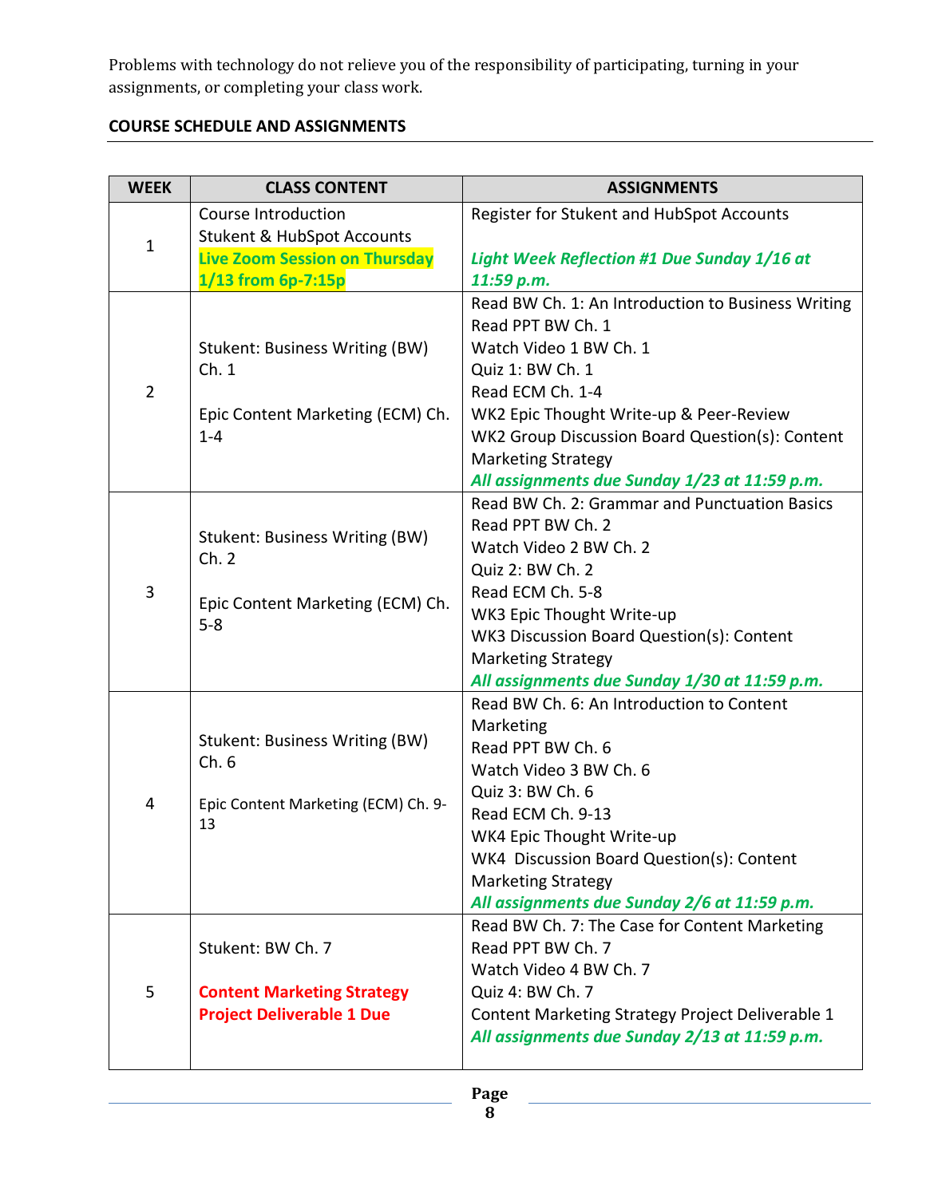Problems with technology do not relieve you of the responsibility of participating, turning in your assignments, or completing your class work.

**COURSE SCHEDULE AND ASSIGNMENTS**

| WEEK | CLASS CONTENT | ASSIGNMENTS |
|---|---|---|
| 1 | Course Introduction<br>Stukent & HubSpot Accounts<br>**Live Zoom Session on Thursday 1/13 from 6p-7:15p** | Register for Stukent and HubSpot Accounts<br><br>***Light Week Reflection #1 Due Sunday 1/16 at 11:59 p.m.*** |
| 2 | Stukent: Business Writing (BW) Ch. 1<br><br>Epic Content Marketing (ECM) Ch. 1-4 | Read BW Ch. 1: An Introduction to Business Writing<br>Read PPT BW Ch. 1<br>Watch Video 1 BW Ch. 1<br>Quiz 1: BW Ch. 1<br>Read ECM Ch. 1-4<br>WK2 Epic Thought Write-up & Peer-Review<br>WK2 Group Discussion Board Question(s): Content Marketing Strategy<br>***All assignments due Sunday 1/23 at 11:59 p.m.*** |
| 3 | Stukent: Business Writing (BW) Ch. 2<br><br>Epic Content Marketing (ECM) Ch. 5-8 | Read BW Ch. 2: Grammar and Punctuation Basics<br>Read PPT BW Ch. 2<br>Watch Video 2 BW Ch. 2<br>Quiz 2: BW Ch. 2<br>Read ECM Ch. 5-8<br>WK3 Epic Thought Write-up<br>WK3 Discussion Board Question(s): Content Marketing Strategy<br>***All assignments due Sunday 1/30 at 11:59 p.m.*** |
| 4 | Stukent: Business Writing (BW) Ch. 6<br><br>Epic Content Marketing (ECM) Ch. 9-13 | Read BW Ch. 6: An Introduction to Content Marketing<br>Read PPT BW Ch. 6<br>Watch Video 3 BW Ch. 6<br>Quiz 3: BW Ch. 6<br>Read ECM Ch. 9-13<br>WK4 Epic Thought Write-up<br>WK4 Discussion Board Question(s): Content Marketing Strategy<br>***All assignments due Sunday 2/6 at 11:59 p.m.*** |
| 5 | Stukent: BW Ch. 7<br><br>**Content Marketing Strategy Project Deliverable 1 Due** | Read BW Ch. 7: The Case for Content Marketing<br>Read PPT BW Ch. 7<br>Watch Video 4 BW Ch. 7<br>Quiz 4: BW Ch. 7<br>Content Marketing Strategy Project Deliverable 1<br>***All assignments due Sunday 2/13 at 11:59 p.m.*** |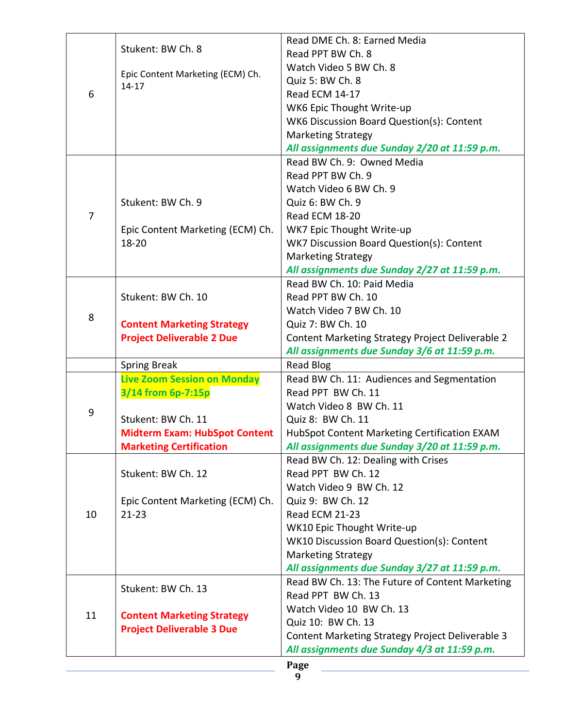| | | |
|---|---|---|
| 6 | Stukent: BW Ch. 8<br><br>Epic Content Marketing (ECM) Ch. 14-17 | Read DME Ch. 8: Earned Media<br>Read PPT BW Ch. 8<br>Watch Video 5 BW Ch. 8<br>Quiz 5: BW Ch. 8<br>Read ECM 14-17<br>WK6 Epic Thought Write-up<br>WK6 Discussion Board Question(s): Content Marketing Strategy<br>***All assignments due Sunday 2/20 at 11:59 p.m.*** |
| 7 | Stukent: BW Ch. 9<br><br>Epic Content Marketing (ECM) Ch. 18-20 | Read BW Ch. 9: Owned Media<br>Read PPT BW Ch. 9<br>Watch Video 6 BW Ch. 9<br>Quiz 6: BW Ch. 9<br>Read ECM 18-20<br>WK7 Epic Thought Write-up<br>WK7 Discussion Board Question(s): Content Marketing Strategy<br>***All assignments due Sunday 2/27 at 11:59 p.m.*** |
| 8 | Stukent: BW Ch. 10<br><br>**Content Marketing Strategy Project Deliverable 2 Due** | Read BW Ch. 10: Paid Media<br>Read PPT BW Ch. 10<br>Watch Video 7 BW Ch. 10<br>Quiz 7: BW Ch. 10<br>Content Marketing Strategy Project Deliverable 2<br>***All assignments due Sunday 3/6 at 11:59 p.m.*** |
| | Spring Break | Read Blog |
| 9 | **Live Zoom Session on Monday 3/14 from 6p-7:15p**<br><br>Stukent: BW Ch. 11<br>**Midterm Exam: HubSpot Content Marketing Certification** | Read BW Ch. 11: Audiences and Segmentation<br>Read PPT BW Ch. 11<br>Watch Video 8 BW Ch. 11<br>Quiz 8: BW Ch. 11<br>HubSpot Content Marketing Certification EXAM<br>***All assignments due Sunday 3/20 at 11:59 p.m.*** |
| 10 | Stukent: BW Ch. 12<br><br>Epic Content Marketing (ECM) Ch. 21-23 | Read BW Ch. 12: Dealing with Crises<br>Read PPT BW Ch. 12<br>Watch Video 9 BW Ch. 12<br>Quiz 9: BW Ch. 12<br>Read ECM 21-23<br>WK10 Epic Thought Write-up<br>WK10 Discussion Board Question(s): Content Marketing Strategy<br>***All assignments due Sunday 3/27 at 11:59 p.m.*** |
| 11 | Stukent: BW Ch. 13<br><br>**Content Marketing Strategy Project Deliverable 3 Due** | Read BW Ch. 13: The Future of Content Marketing<br>Read PPT BW Ch. 13<br>Watch Video 10 BW Ch. 13<br>Quiz 10: BW Ch. 13<br>Content Marketing Strategy Project Deliverable 3<br>***All assignments due Sunday 4/3 at 11:59 p.m.*** |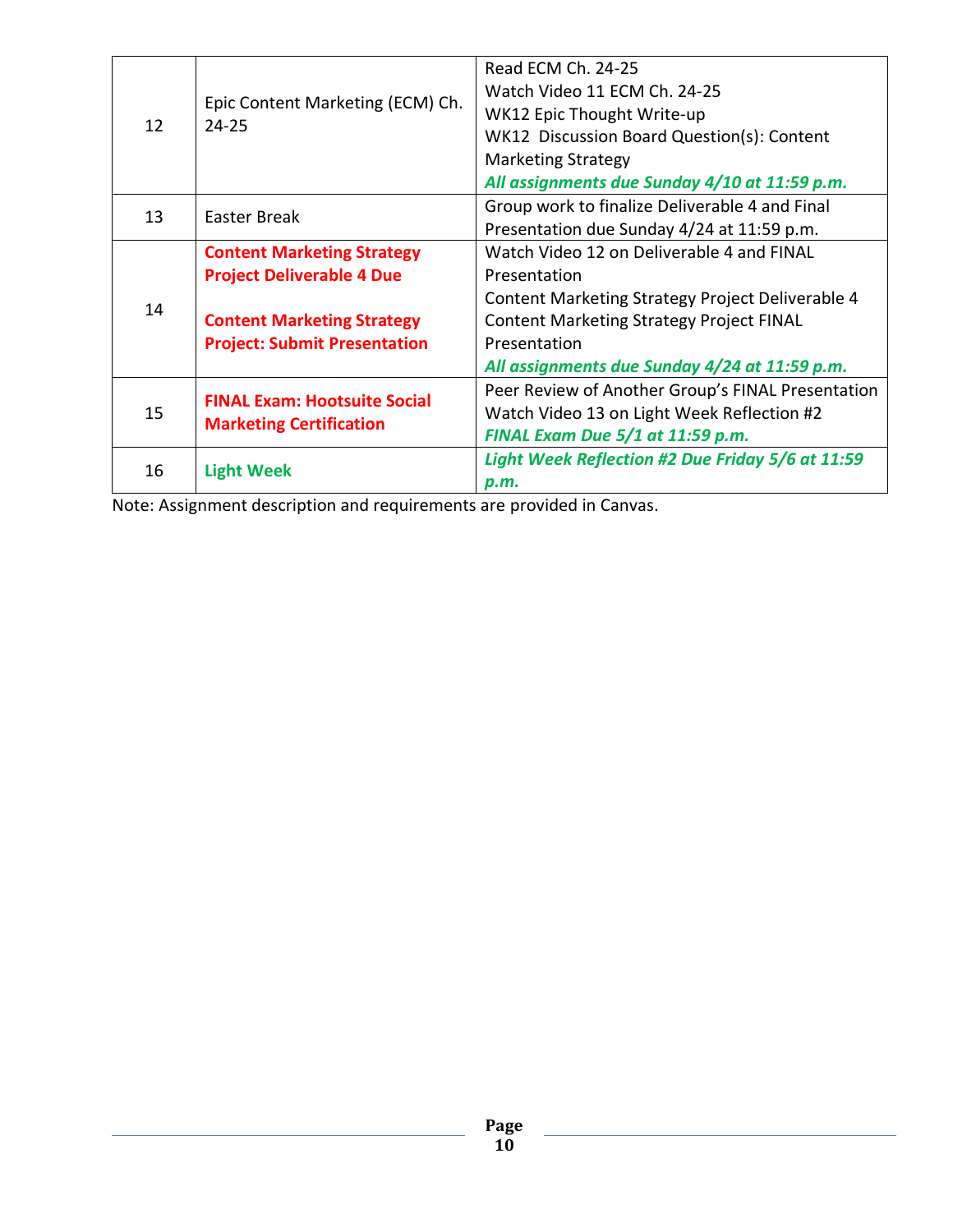| | | |
|---|---|---|
| 12 | Epic Content Marketing (ECM) Ch. 24-25 | Read ECM Ch. 24-25<br>Watch Video 11 ECM Ch. 24-25<br>WK12 Epic Thought Write-up<br>WK12 Discussion Board Question(s): Content Marketing Strategy<br>***All assignments due Sunday 4/10 at 11:59 p.m.*** |
| 13 | Easter Break | Group work to finalize Deliverable 4 and Final Presentation due Sunday 4/24 at 11:59 p.m. |
| 14 | **Content Marketing Strategy Project Deliverable 4 Due**<br><br>**Content Marketing Strategy Project: Submit Presentation** | Watch Video 12 on Deliverable 4 and FINAL Presentation<br>Content Marketing Strategy Project Deliverable 4<br>Content Marketing Strategy Project FINAL Presentation<br>***All assignments due Sunday 4/24 at 11:59 p.m.*** |
| 15 | **FINAL Exam: Hootsuite Social Marketing Certification** | Peer Review of Another Group's FINAL Presentation<br>Watch Video 13 on Light Week Reflection #2<br>***FINAL Exam Due 5/1 at 11:59 p.m.*** |
| 16 | **Light Week** | ***Light Week Reflection #2 Due Friday 5/6 at 11:59 p.m.*** |

Note: Assignment description and requirements are provided in Canvas.